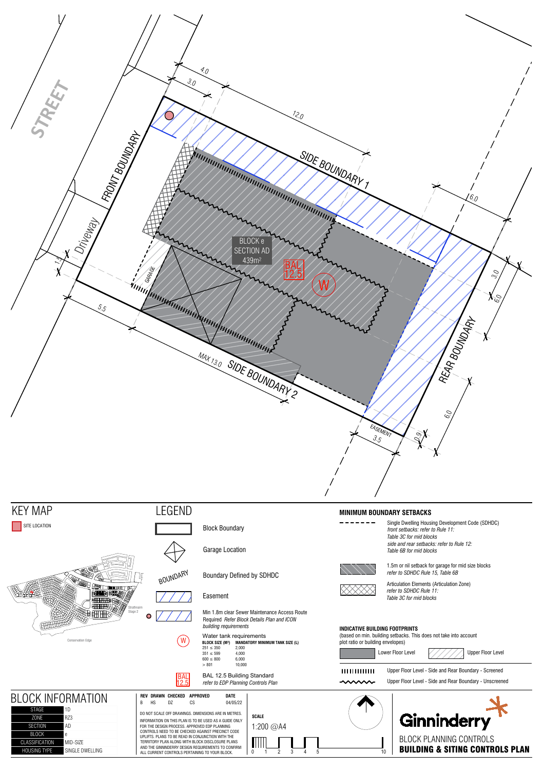STREET

FRONT BOUNDARY

Driveway

SIDE BOUNDARY 1

SIDE BOUNDARY 2

REAR BOUNDARY

GARAGE

EASEMENT

BLOCK e
SECTION AD
439m²

BAL 12.5

W

4.0
3.0
12.0
6.0
3.0
6.0
6.0
1.5
5.5
MAX 13.0
3.5
0.9

## KEY MAP

SITE LOCATION

Strathnairn Stage 2

Conservation Edge

## LEGEND

- Block Boundary
- Garage Location
- BOUNDARY — Boundary Defined by SDHDC
- Easement
- Min 1.8m clear Sewer Maintenance Access Route Required *Refer Block Details Plan and ICON building requirements*
- (W) Water tank requirements

| BLOCK SIZE (M²) | MANDATORY MINIMUM TANK SIZE (L) |
|---|---|
| 251 ≤ 350 | 2,000 |
| 351 ≤ 599 | 4,000 |
| 600 ≤ 800 | 6,000 |
| > 801 | 10,000 |

- BAL 12.5 — BAL 12.5 Building Standard *refer to EDP Planning Controls Plan*

## MINIMUM BOUNDARY SETBACKS

- Single Dwelling Housing Development Code (SDHDC) *front setbacks: refer to Rule 11: Table 3C for mid blocks side and rear setbacks: refer to Rule 12: Table 6B for mid blocks*
- 1.5m or nil setback for garage for mid size blocks *refer to SDHDC Rule 15, Table 6B*
- Articulation Elements (Articulation Zone) *refer to SDHDC Rule 11: Table 3C for mid blocks*

## INDICATIVE BUILDING FOOTPRINTS

(based on min. building setbacks. This does not take into account plot ratio or building envelopes)

- Lower Floor Level
- Upper Floor Level
- Upper Floor Level - Side and Rear Boundary - Screened
- Upper Floor Level - Side and Rear Boundary - Unscreened

## BLOCK INFORMATION

| | |
|---|---|
| STAGE | 1D |
| ZONE | RZ3 |
| SECTION | AD |
| BLOCK | e |
| CLASSIFICATION | MID-SIZE |
| HOUSING TYPE | SINGLE DWELLING |

| REV | DRAWN | CHECKED | APPROVED | DATE |
|---|---|---|---|---|
| B | HS | DZ | CS | 04/05/22 |

DO NOT SCALE OFF DRAWINGS. DIMENSIONS ARE IN METRES.

INFORMATION ON THIS PLAN IS TO BE USED AS A GUIDE ONLY FOR THE DESIGN PROCESS. APPROVED EDP PLANNING CONTROLS NEED TO BE CHECKED AGAINST PRECINCT CODE UPLIFTS. PLANS TO BE READ IN CONJUNCTION WITH THE TERRITORY PLAN ALONG WITH BLOCK DISCLOSURE PLANS AND THE GINNINDERRY DESIGN REQUIREMENTS TO CONFIRM ALL CURRENT CONTROLS PERTAINING TO YOUR BLOCK.

**SCALE**

1:200 @A4

0 1 2 3 4 5 10

Ginninderry

BLOCK PLANNING CONTROLS

**BUILDING & SITING CONTROLS PLAN**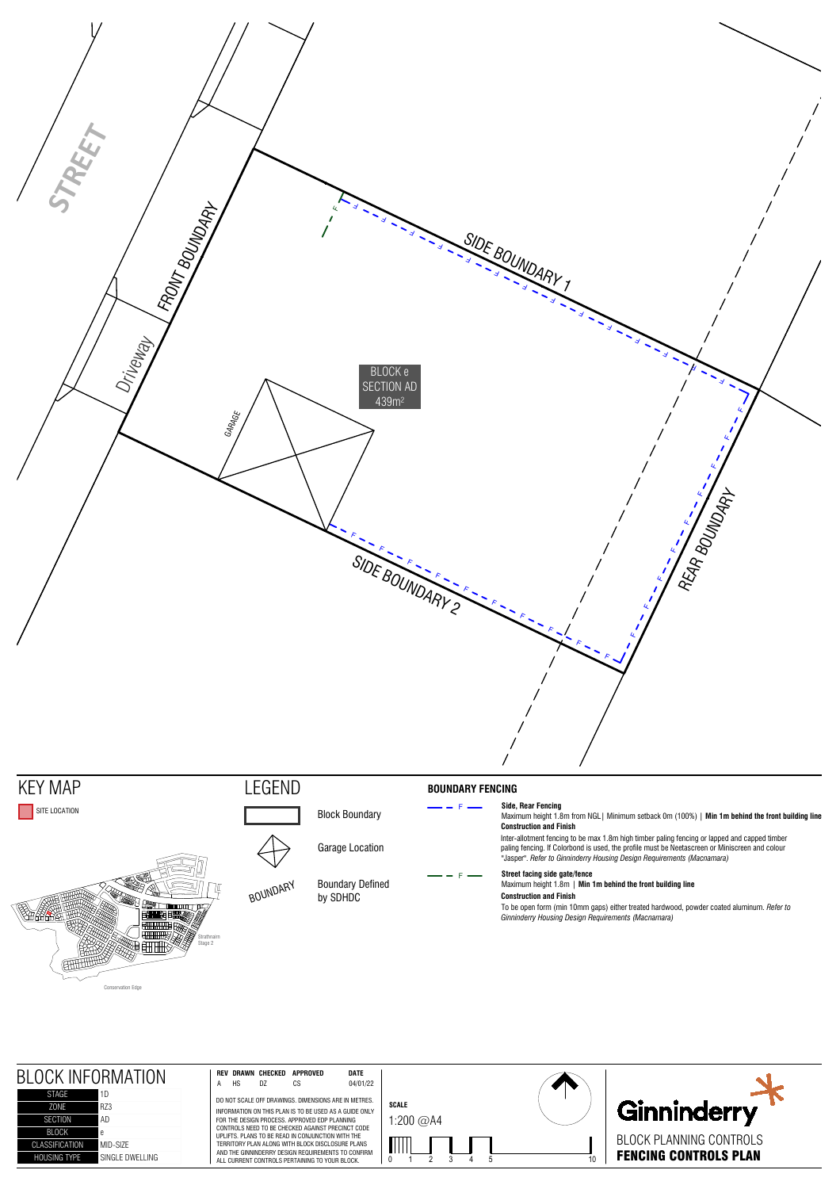STREET

FRONT BOUNDARY

Driveway

GARAGE

SIDE BOUNDARY 1

SIDE BOUNDARY 2

REAR BOUNDARY

BLOCK e
SECTION AD
439m²

## KEY MAP

SITE LOCATION

Strathnairn Stage 2

Conservation Edge

## LEGEND

Block Boundary

Garage Location

BOUNDARY — Boundary Defined by SDHDC

## BOUNDARY FENCING

**Side, Rear Fencing**
Maximum height 1.8m from NGL | Minimum setback 0m (100%) | **Min 1m behind the front building line**
**Construction and Finish**
Inter-allotment fencing to be max 1.8m high timber paling fencing or lapped and capped timber paling fencing. If Colorbond is used, the profile must be Neetascreen or Miniscreen and colour "Jasper". *Refer to Ginninderry Housing Design Requirements (Macnamara)*

**Street facing side gate/fence**
Maximum height 1.8m | **Min 1m behind the front building line**
**Construction and Finish**
To be open form (min 10mm gaps) either treated hardwood, powder coated aluminum. *Refer to Ginninderry Housing Design Requirements (Macnamara)*

## BLOCK INFORMATION

| | |
|---|---|
| STAGE | 1D |
| ZONE | RZ3 |
| SECTION | AD |
| BLOCK | e |
| CLASSIFICATION | MID-SIZE |
| HOUSING TYPE | SINGLE DWELLING |

| REV | DRAWN | CHECKED | APPROVED | DATE |
|---|---|---|---|---|
| A | HS | DZ | CS | 04/01/22 |

DO NOT SCALE OFF DRAWINGS. DIMENSIONS ARE IN METRES.

INFORMATION ON THIS PLAN IS TO BE USED AS A GUIDE ONLY FOR THE DESIGN PROCESS. APPROVED EDP PLANNING CONTROLS NEED TO BE CHECKED AGAINST PRECINCT CODE UPLIFTS. PLANS TO BE READ IN CONJUNCTION WITH THE TERRITORY PLAN ALONG WITH BLOCK DISCLOSURE PLANS AND THE GINNINDERRY DESIGN REQUIREMENTS TO CONFIRM ALL CURRENT CONTROLS PERTAINING TO YOUR BLOCK.

**SCALE**
1:200 @A4

0 1 2 3 4 5 10

Ginninderry

BLOCK PLANNING CONTROLS
**FENCING CONTROLS PLAN**